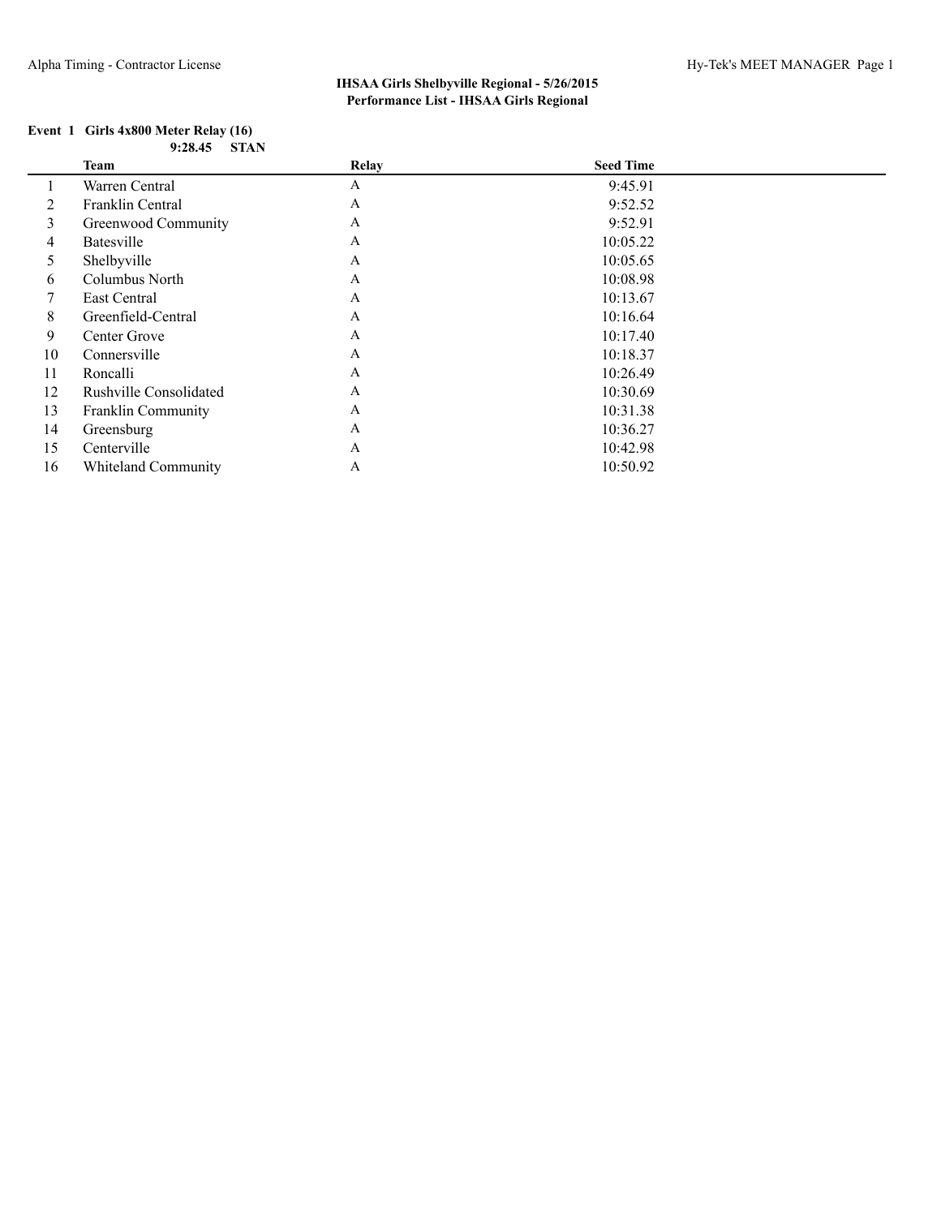### IHSAA Girls Shelbyville Regional - 5/26/2015
### Performance List - IHSAA Girls Regional

**Event 1 Girls 4x800 Meter Relay (16)**

**9:28.45 STAN**

| | Team | Relay | Seed Time |
|---|---|---|---|
| 1 | Warren Central | A | 9:45.91 |
| 2 | Franklin Central | A | 9:52.52 |
| 3 | Greenwood Community | A | 9:52.91 |
| 4 | Batesville | A | 10:05.22 |
| 5 | Shelbyville | A | 10:05.65 |
| 6 | Columbus North | A | 10:08.98 |
| 7 | East Central | A | 10:13.67 |
| 8 | Greenfield-Central | A | 10:16.64 |
| 9 | Center Grove | A | 10:17.40 |
| 10 | Connersville | A | 10:18.37 |
| 11 | Roncalli | A | 10:26.49 |
| 12 | Rushville Consolidated | A | 10:30.69 |
| 13 | Franklin Community | A | 10:31.38 |
| 14 | Greensburg | A | 10:36.27 |
| 15 | Centerville | A | 10:42.98 |
| 16 | Whiteland Community | A | 10:50.92 |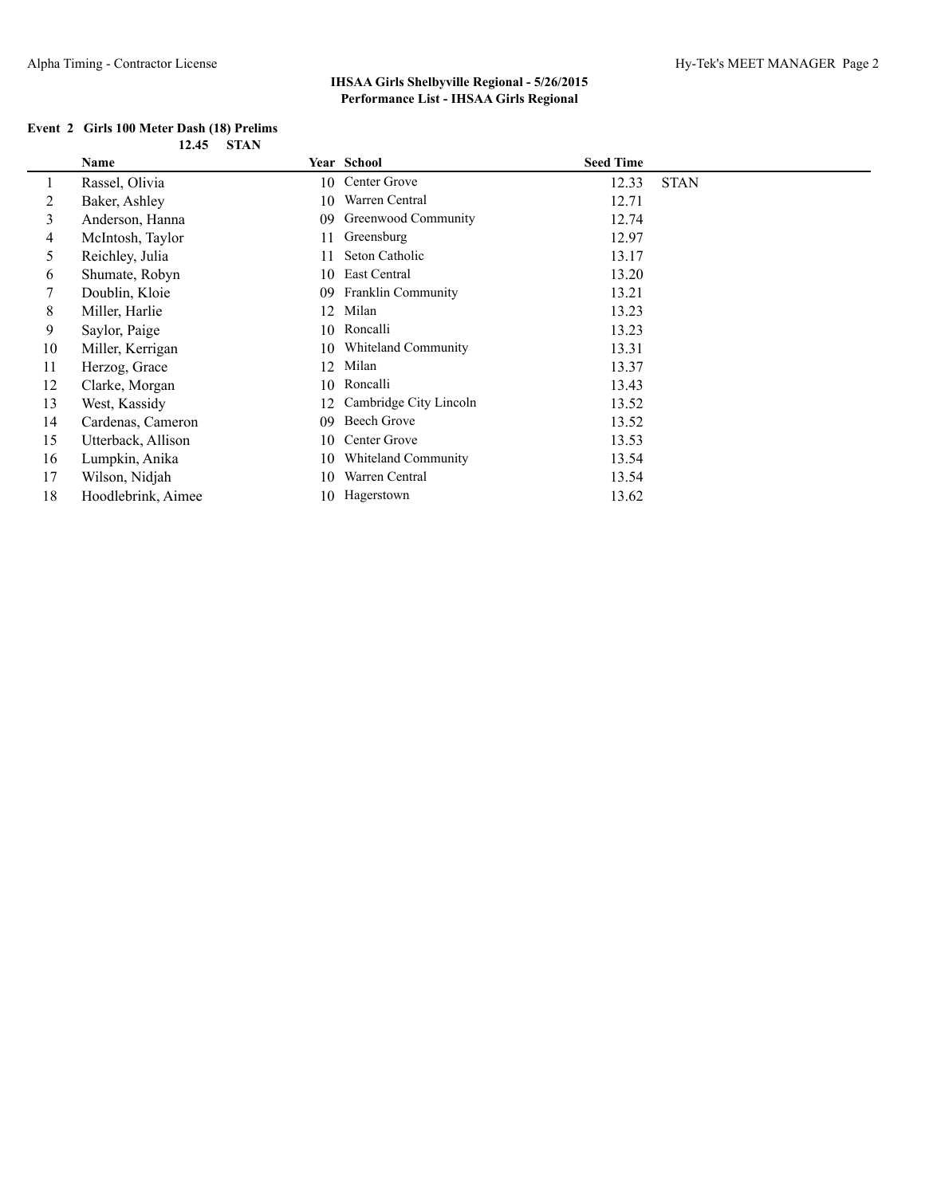# IHSAA Girls Shelbyville Regional - 5/26/2015

## Performance List - IHSAA Girls Regional

### Event 2 Girls 100 Meter Dash (18) Prelims

**12.45 STAN**

| | Name | Year | School | Seed Time | |
|---|---|---|---|---|---|
| 1 | Rassel, Olivia | 10 | Center Grove | 12.33 | STAN |
| 2 | Baker, Ashley | 10 | Warren Central | 12.71 | |
| 3 | Anderson, Hanna | 09 | Greenwood Community | 12.74 | |
| 4 | McIntosh, Taylor | 11 | Greensburg | 12.97 | |
| 5 | Reichley, Julia | 11 | Seton Catholic | 13.17 | |
| 6 | Shumate, Robyn | 10 | East Central | 13.20 | |
| 7 | Doublin, Kloie | 09 | Franklin Community | 13.21 | |
| 8 | Miller, Harlie | 12 | Milan | 13.23 | |
| 9 | Saylor, Paige | 10 | Roncalli | 13.23 | |
| 10 | Miller, Kerrigan | 10 | Whiteland Community | 13.31 | |
| 11 | Herzog, Grace | 12 | Milan | 13.37 | |
| 12 | Clarke, Morgan | 10 | Roncalli | 13.43 | |
| 13 | West, Kassidy | 12 | Cambridge City Lincoln | 13.52 | |
| 14 | Cardenas, Cameron | 09 | Beech Grove | 13.52 | |
| 15 | Utterback, Allison | 10 | Center Grove | 13.53 | |
| 16 | Lumpkin, Anika | 10 | Whiteland Community | 13.54 | |
| 17 | Wilson, Nidjah | 10 | Warren Central | 13.54 | |
| 18 | Hoodlebrink, Aimee | 10 | Hagerstown | 13.62 | |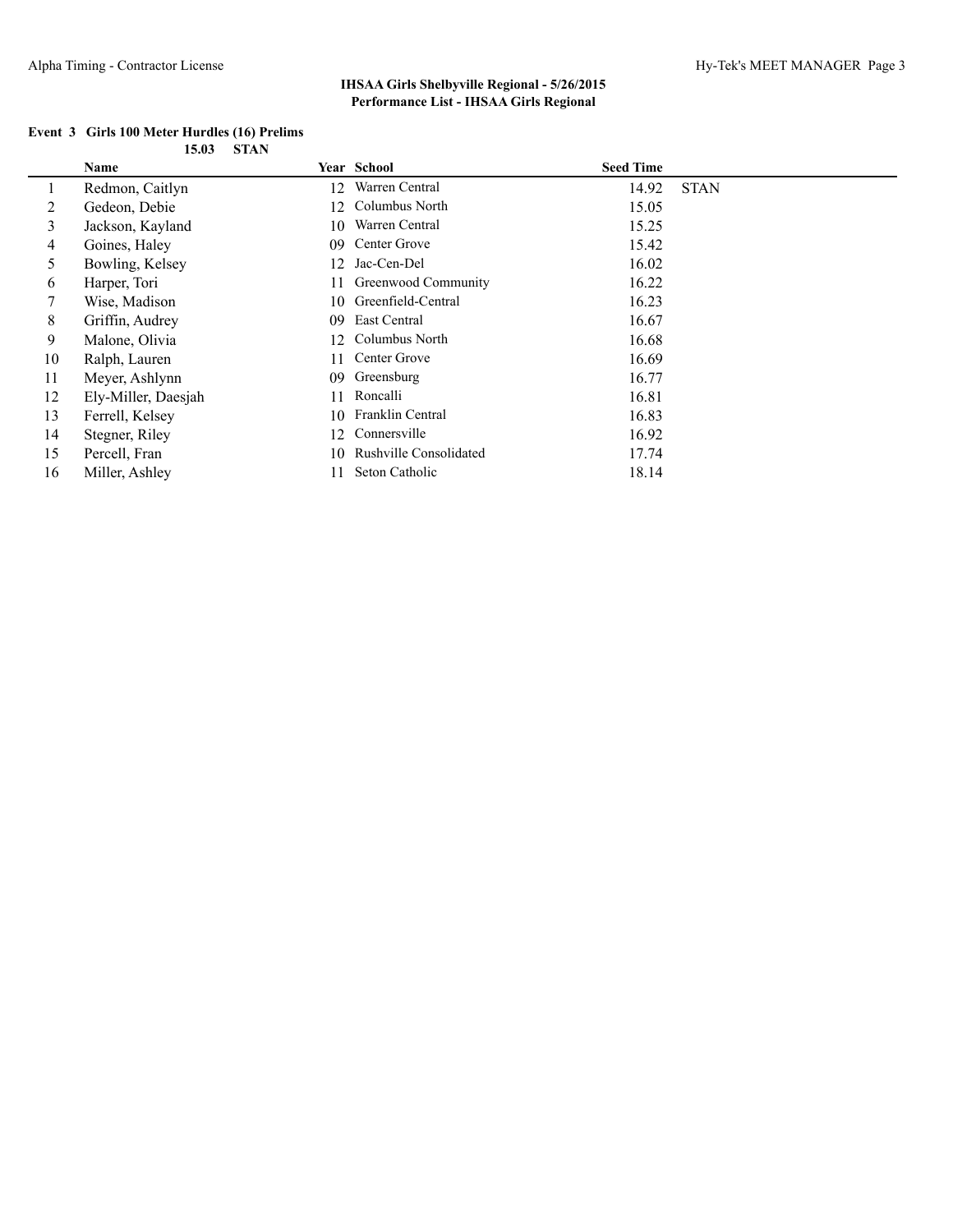**IHSAA Girls Shelbyville Regional - 5/26/2015**
**Performance List - IHSAA Girls Regional**

### Event 3 Girls 100 Meter Hurdles (16) Prelims

**15.03 STAN**

| | Name | Year | School | Seed Time | |
|---|---|---|---|---|---|
| 1 | Redmon, Caitlyn | 12 | Warren Central | 14.92 | STAN |
| 2 | Gedeon, Debie | 12 | Columbus North | 15.05 | |
| 3 | Jackson, Kayland | 10 | Warren Central | 15.25 | |
| 4 | Goines, Haley | 09 | Center Grove | 15.42 | |
| 5 | Bowling, Kelsey | 12 | Jac-Cen-Del | 16.02 | |
| 6 | Harper, Tori | 11 | Greenwood Community | 16.22 | |
| 7 | Wise, Madison | 10 | Greenfield-Central | 16.23 | |
| 8 | Griffin, Audrey | 09 | East Central | 16.67 | |
| 9 | Malone, Olivia | 12 | Columbus North | 16.68 | |
| 10 | Ralph, Lauren | 11 | Center Grove | 16.69 | |
| 11 | Meyer, Ashlynn | 09 | Greensburg | 16.77 | |
| 12 | Ely-Miller, Daesjah | 11 | Roncalli | 16.81 | |
| 13 | Ferrell, Kelsey | 10 | Franklin Central | 16.83 | |
| 14 | Stegner, Riley | 12 | Connersville | 16.92 | |
| 15 | Percell, Fran | 10 | Rushville Consolidated | 17.74 | |
| 16 | Miller, Ashley | 11 | Seton Catholic | 18.14 | |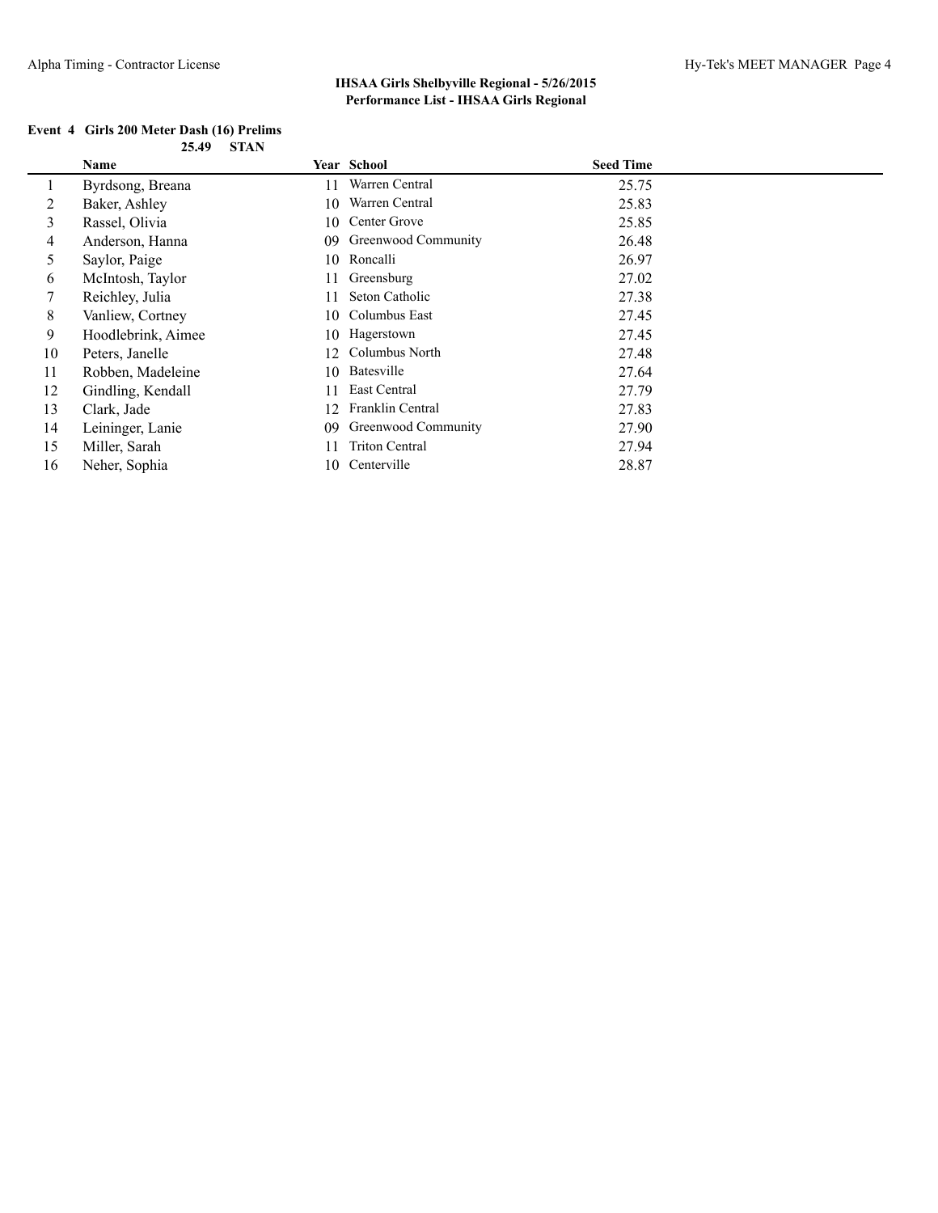## IHSAA Girls Shelbyville Regional - 5/26/2015
### Performance List - IHSAA Girls Regional

**Event 4 Girls 200 Meter Dash (16) Prelims**

**25.49 STAN**

| | Name | Year | School | Seed Time |
|---|---|---|---|---|
| 1 | Byrdsong, Breana | 11 | Warren Central | 25.75 |
| 2 | Baker, Ashley | 10 | Warren Central | 25.83 |
| 3 | Rassel, Olivia | 10 | Center Grove | 25.85 |
| 4 | Anderson, Hanna | 09 | Greenwood Community | 26.48 |
| 5 | Saylor, Paige | 10 | Roncalli | 26.97 |
| 6 | McIntosh, Taylor | 11 | Greensburg | 27.02 |
| 7 | Reichley, Julia | 11 | Seton Catholic | 27.38 |
| 8 | Vanliew, Cortney | 10 | Columbus East | 27.45 |
| 9 | Hoodlebrink, Aimee | 10 | Hagerstown | 27.45 |
| 10 | Peters, Janelle | 12 | Columbus North | 27.48 |
| 11 | Robben, Madeleine | 10 | Batesville | 27.64 |
| 12 | Gindling, Kendall | 11 | East Central | 27.79 |
| 13 | Clark, Jade | 12 | Franklin Central | 27.83 |
| 14 | Leininger, Lanie | 09 | Greenwood Community | 27.90 |
| 15 | Miller, Sarah | 11 | Triton Central | 27.94 |
| 16 | Neher, Sophia | 10 | Centerville | 28.87 |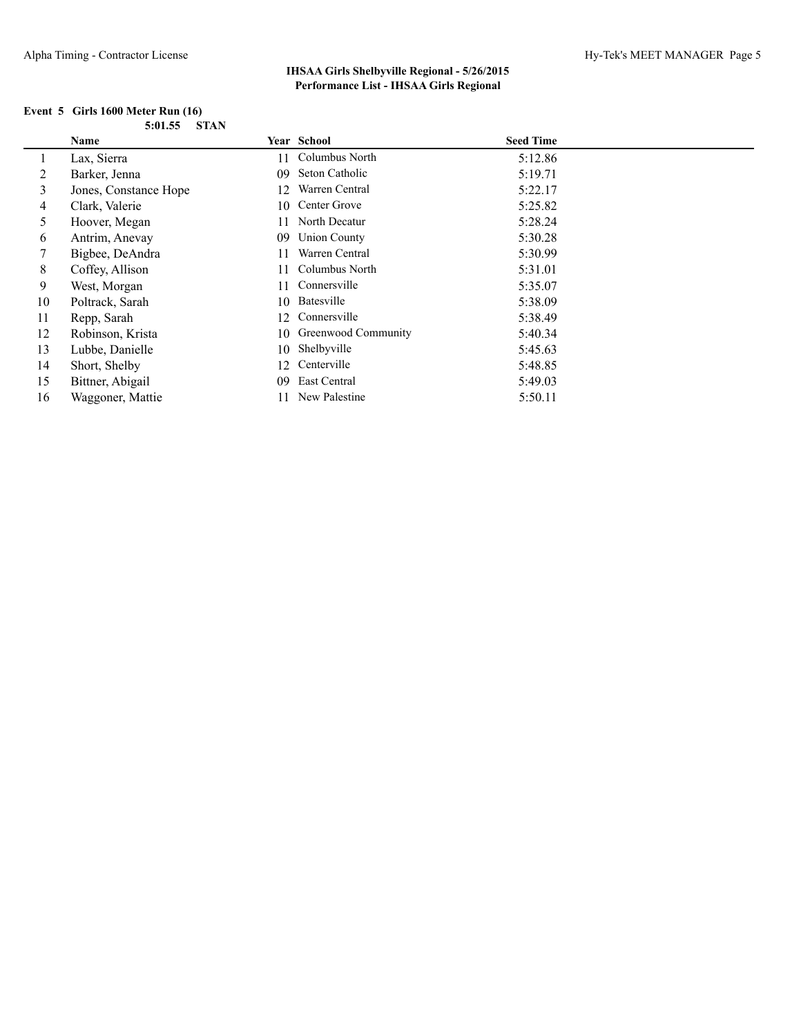**IHSAA Girls Shelbyville Regional - 5/26/2015**
**Performance List - IHSAA Girls Regional**

**Event 5 Girls 1600 Meter Run (16)**

**5:01.55 STAN**

| | Name | Year | School | Seed Time |
|---|---|---|---|---|
| 1 | Lax, Sierra | 11 | Columbus North | 5:12.86 |
| 2 | Barker, Jenna | 09 | Seton Catholic | 5:19.71 |
| 3 | Jones, Constance Hope | 12 | Warren Central | 5:22.17 |
| 4 | Clark, Valerie | 10 | Center Grove | 5:25.82 |
| 5 | Hoover, Megan | 11 | North Decatur | 5:28.24 |
| 6 | Antrim, Anevay | 09 | Union County | 5:30.28 |
| 7 | Bigbee, DeAndra | 11 | Warren Central | 5:30.99 |
| 8 | Coffey, Allison | 11 | Columbus North | 5:31.01 |
| 9 | West, Morgan | 11 | Connersville | 5:35.07 |
| 10 | Poltrack, Sarah | 10 | Batesville | 5:38.09 |
| 11 | Repp, Sarah | 12 | Connersville | 5:38.49 |
| 12 | Robinson, Krista | 10 | Greenwood Community | 5:40.34 |
| 13 | Lubbe, Danielle | 10 | Shelbyville | 5:45.63 |
| 14 | Short, Shelby | 12 | Centerville | 5:48.85 |
| 15 | Bittner, Abigail | 09 | East Central | 5:49.03 |
| 16 | Waggoner, Mattie | 11 | New Palestine | 5:50.11 |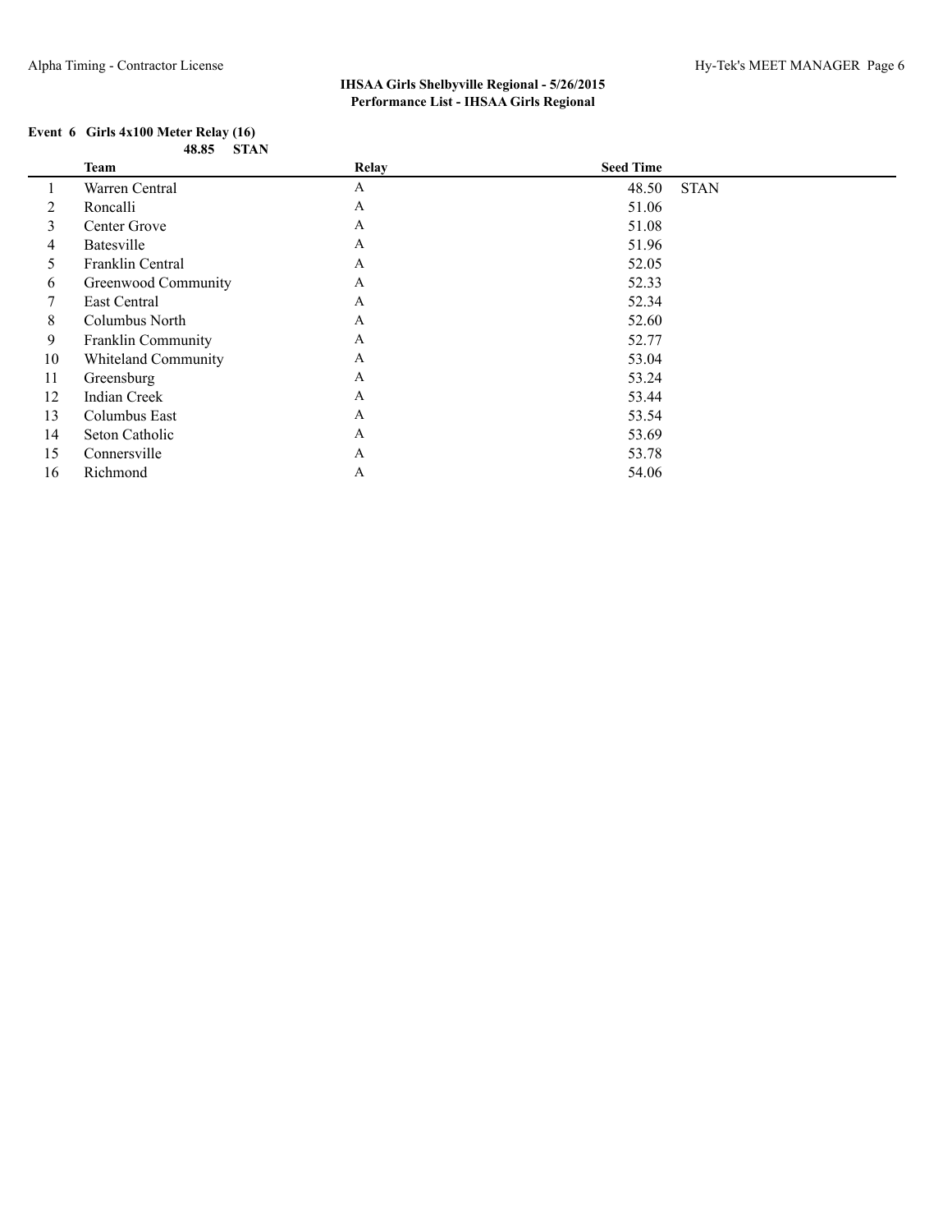# IHSAA Girls Shelbyville Regional - 5/26/2015

## Performance List - IHSAA Girls Regional

### Event 6 Girls 4x100 Meter Relay (16)

**48.85 STAN**

| | Team | Relay | Seed Time | |
|---|---|---|---|---|
| 1 | Warren Central | A | 48.50 | STAN |
| 2 | Roncalli | A | 51.06 | |
| 3 | Center Grove | A | 51.08 | |
| 4 | Batesville | A | 51.96 | |
| 5 | Franklin Central | A | 52.05 | |
| 6 | Greenwood Community | A | 52.33 | |
| 7 | East Central | A | 52.34 | |
| 8 | Columbus North | A | 52.60 | |
| 9 | Franklin Community | A | 52.77 | |
| 10 | Whiteland Community | A | 53.04 | |
| 11 | Greensburg | A | 53.24 | |
| 12 | Indian Creek | A | 53.44 | |
| 13 | Columbus East | A | 53.54 | |
| 14 | Seton Catholic | A | 53.69 | |
| 15 | Connersville | A | 53.78 | |
| 16 | Richmond | A | 54.06 | |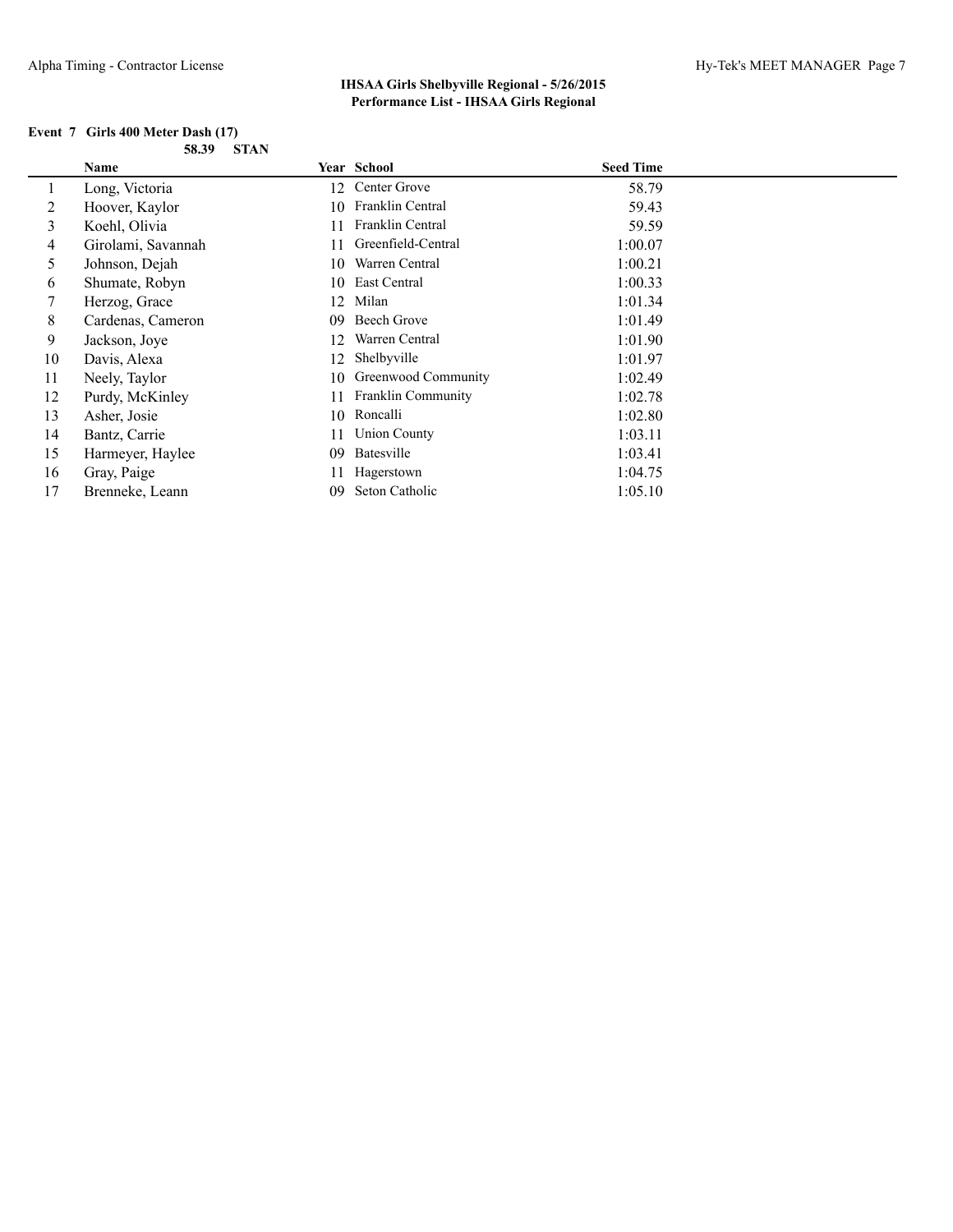## IHSAA Girls Shelbyville Regional - 5/26/2015
### Performance List - IHSAA Girls Regional

**Event 7 Girls 400 Meter Dash (17)**

**58.39 STAN**

| | Name | Year | School | Seed Time |
|---|---|---|---|---|
| 1 | Long, Victoria | 12 | Center Grove | 58.79 |
| 2 | Hoover, Kaylor | 10 | Franklin Central | 59.43 |
| 3 | Koehl, Olivia | 11 | Franklin Central | 59.59 |
| 4 | Girolami, Savannah | 11 | Greenfield-Central | 1:00.07 |
| 5 | Johnson, Dejah | 10 | Warren Central | 1:00.21 |
| 6 | Shumate, Robyn | 10 | East Central | 1:00.33 |
| 7 | Herzog, Grace | 12 | Milan | 1:01.34 |
| 8 | Cardenas, Cameron | 09 | Beech Grove | 1:01.49 |
| 9 | Jackson, Joye | 12 | Warren Central | 1:01.90 |
| 10 | Davis, Alexa | 12 | Shelbyville | 1:01.97 |
| 11 | Neely, Taylor | 10 | Greenwood Community | 1:02.49 |
| 12 | Purdy, McKinley | 11 | Franklin Community | 1:02.78 |
| 13 | Asher, Josie | 10 | Roncalli | 1:02.80 |
| 14 | Bantz, Carrie | 11 | Union County | 1:03.11 |
| 15 | Harmeyer, Haylee | 09 | Batesville | 1:03.41 |
| 16 | Gray, Paige | 11 | Hagerstown | 1:04.75 |
| 17 | Brenneke, Leann | 09 | Seton Catholic | 1:05.10 |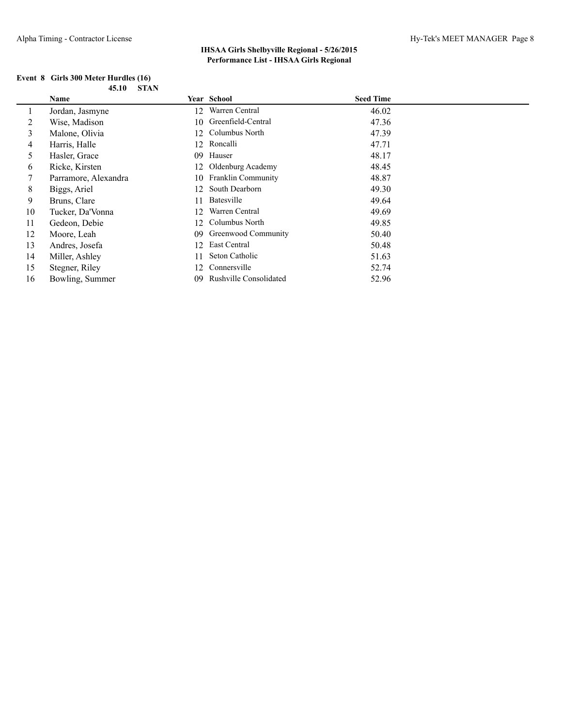# IHSAA Girls Shelbyville Regional - 5/26/2015

## Performance List - IHSAA Girls Regional

### Event 8 Girls 300 Meter Hurdles (16)

**45.10 STAN**

| | Name | Year | School | Seed Time |
|---|---|---|---|---|
| 1 | Jordan, Jasmyne | 12 | Warren Central | 46.02 |
| 2 | Wise, Madison | 10 | Greenfield-Central | 47.36 |
| 3 | Malone, Olivia | 12 | Columbus North | 47.39 |
| 4 | Harris, Halle | 12 | Roncalli | 47.71 |
| 5 | Hasler, Grace | 09 | Hauser | 48.17 |
| 6 | Ricke, Kirsten | 12 | Oldenburg Academy | 48.45 |
| 7 | Parramore, Alexandra | 10 | Franklin Community | 48.87 |
| 8 | Biggs, Ariel | 12 | South Dearborn | 49.30 |
| 9 | Bruns, Clare | 11 | Batesville | 49.64 |
| 10 | Tucker, Da'Vonna | 12 | Warren Central | 49.69 |
| 11 | Gedeon, Debie | 12 | Columbus North | 49.85 |
| 12 | Moore, Leah | 09 | Greenwood Community | 50.40 |
| 13 | Andres, Josefa | 12 | East Central | 50.48 |
| 14 | Miller, Ashley | 11 | Seton Catholic | 51.63 |
| 15 | Stegner, Riley | 12 | Connersville | 52.74 |
| 16 | Bowling, Summer | 09 | Rushville Consolidated | 52.96 |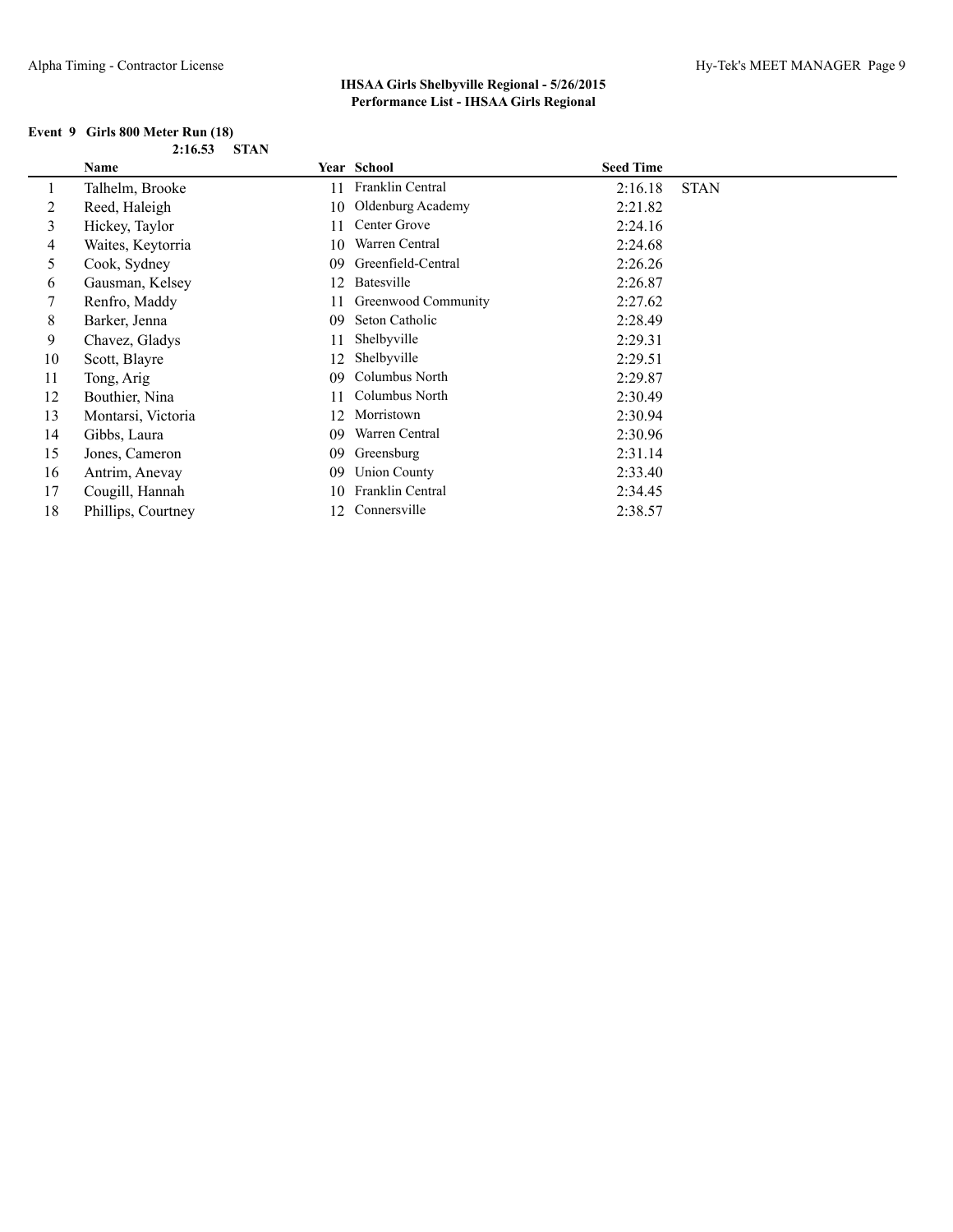## IHSAA Girls Shelbyville Regional - 5/26/2015
### Performance List - IHSAA Girls Regional

**Event 9 Girls 800 Meter Run (18)**

**2:16.53 STAN**

| | Name | Year | School | Seed Time | |
|---|---|---|---|---|---|
| 1 | Talhelm, Brooke | 11 | Franklin Central | 2:16.18 | STAN |
| 2 | Reed, Haleigh | 10 | Oldenburg Academy | 2:21.82 | |
| 3 | Hickey, Taylor | 11 | Center Grove | 2:24.16 | |
| 4 | Waites, Keytorria | 10 | Warren Central | 2:24.68 | |
| 5 | Cook, Sydney | 09 | Greenfield-Central | 2:26.26 | |
| 6 | Gausman, Kelsey | 12 | Batesville | 2:26.87 | |
| 7 | Renfro, Maddy | 11 | Greenwood Community | 2:27.62 | |
| 8 | Barker, Jenna | 09 | Seton Catholic | 2:28.49 | |
| 9 | Chavez, Gladys | 11 | Shelbyville | 2:29.31 | |
| 10 | Scott, Blayre | 12 | Shelbyville | 2:29.51 | |
| 11 | Tong, Arig | 09 | Columbus North | 2:29.87 | |
| 12 | Bouthier, Nina | 11 | Columbus North | 2:30.49 | |
| 13 | Montarsi, Victoria | 12 | Morristown | 2:30.94 | |
| 14 | Gibbs, Laura | 09 | Warren Central | 2:30.96 | |
| 15 | Jones, Cameron | 09 | Greensburg | 2:31.14 | |
| 16 | Antrim, Anevay | 09 | Union County | 2:33.40 | |
| 17 | Cougill, Hannah | 10 | Franklin Central | 2:34.45 | |
| 18 | Phillips, Courtney | 12 | Connersville | 2:38.57 | |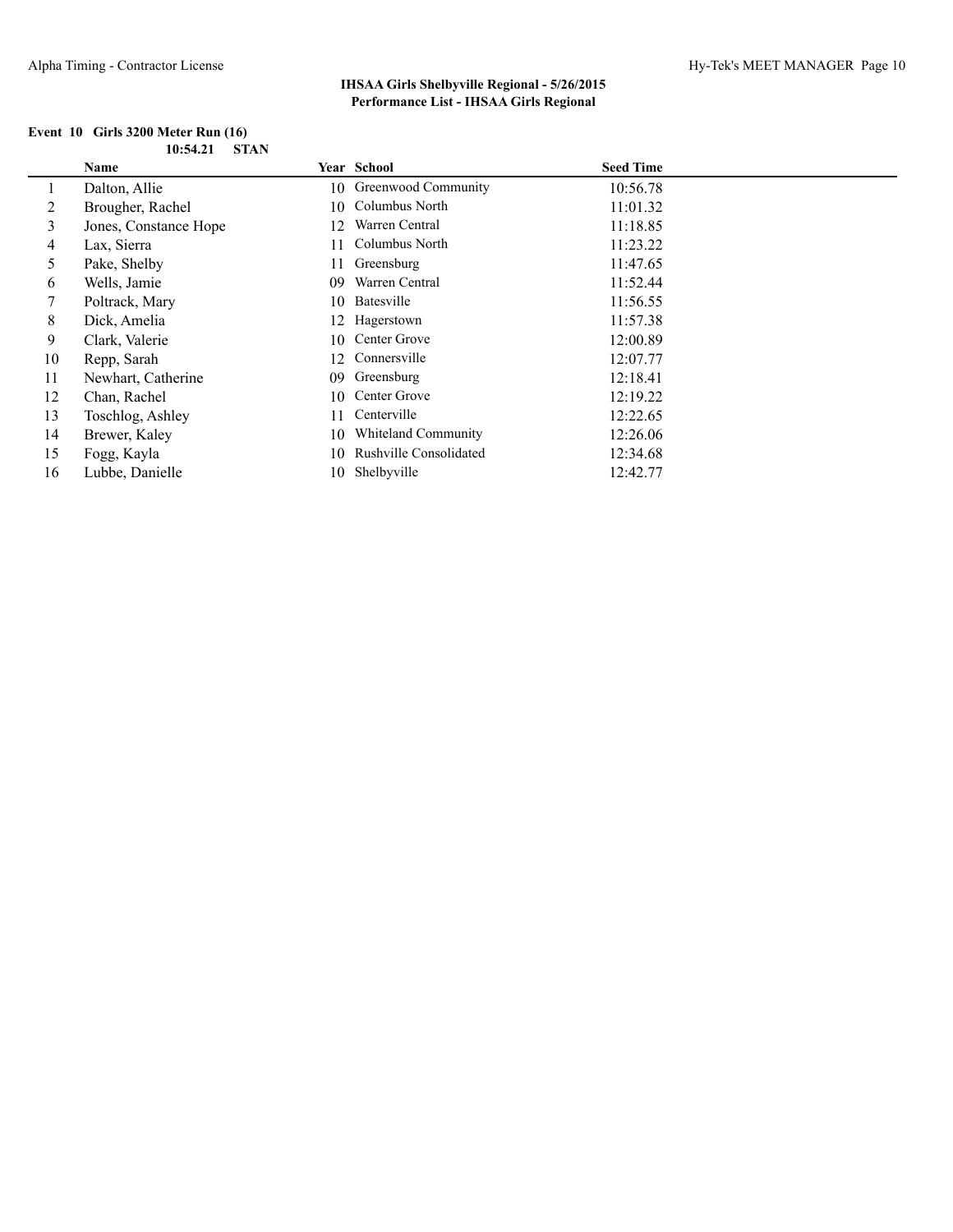**IHSAA Girls Shelbyville Regional - 5/26/2015**
**Performance List - IHSAA Girls Regional**

**Event 10 Girls 3200 Meter Run (16)**

**10:54.21 STAN**

| | Name | Year | School | Seed Time |
|---|---|---|---|---|
| 1 | Dalton, Allie | 10 | Greenwood Community | 10:56.78 |
| 2 | Brougher, Rachel | 10 | Columbus North | 11:01.32 |
| 3 | Jones, Constance Hope | 12 | Warren Central | 11:18.85 |
| 4 | Lax, Sierra | 11 | Columbus North | 11:23.22 |
| 5 | Pake, Shelby | 11 | Greensburg | 11:47.65 |
| 6 | Wells, Jamie | 09 | Warren Central | 11:52.44 |
| 7 | Poltrack, Mary | 10 | Batesville | 11:56.55 |
| 8 | Dick, Amelia | 12 | Hagerstown | 11:57.38 |
| 9 | Clark, Valerie | 10 | Center Grove | 12:00.89 |
| 10 | Repp, Sarah | 12 | Connersville | 12:07.77 |
| 11 | Newhart, Catherine | 09 | Greensburg | 12:18.41 |
| 12 | Chan, Rachel | 10 | Center Grove | 12:19.22 |
| 13 | Toschlog, Ashley | 11 | Centerville | 12:22.65 |
| 14 | Brewer, Kaley | 10 | Whiteland Community | 12:26.06 |
| 15 | Fogg, Kayla | 10 | Rushville Consolidated | 12:34.68 |
| 16 | Lubbe, Danielle | 10 | Shelbyville | 12:42.77 |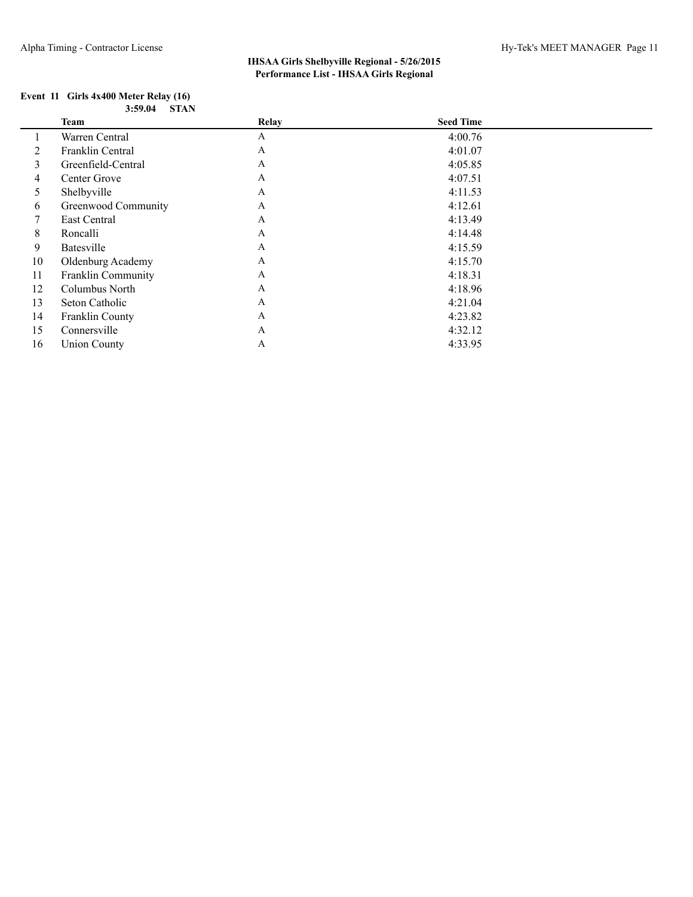**IHSAA Girls Shelbyville Regional - 5/26/2015**
**Performance List - IHSAA Girls Regional**

### Event 11 Girls 4x400 Meter Relay (16)

**3:59.04 STAN**

| | Team | Relay | Seed Time |
|---|---|---|---|
| 1 | Warren Central | A | 4:00.76 |
| 2 | Franklin Central | A | 4:01.07 |
| 3 | Greenfield-Central | A | 4:05.85 |
| 4 | Center Grove | A | 4:07.51 |
| 5 | Shelbyville | A | 4:11.53 |
| 6 | Greenwood Community | A | 4:12.61 |
| 7 | East Central | A | 4:13.49 |
| 8 | Roncalli | A | 4:14.48 |
| 9 | Batesville | A | 4:15.59 |
| 10 | Oldenburg Academy | A | 4:15.70 |
| 11 | Franklin Community | A | 4:18.31 |
| 12 | Columbus North | A | 4:18.96 |
| 13 | Seton Catholic | A | 4:21.04 |
| 14 | Franklin County | A | 4:23.82 |
| 15 | Connersville | A | 4:32.12 |
| 16 | Union County | A | 4:33.95 |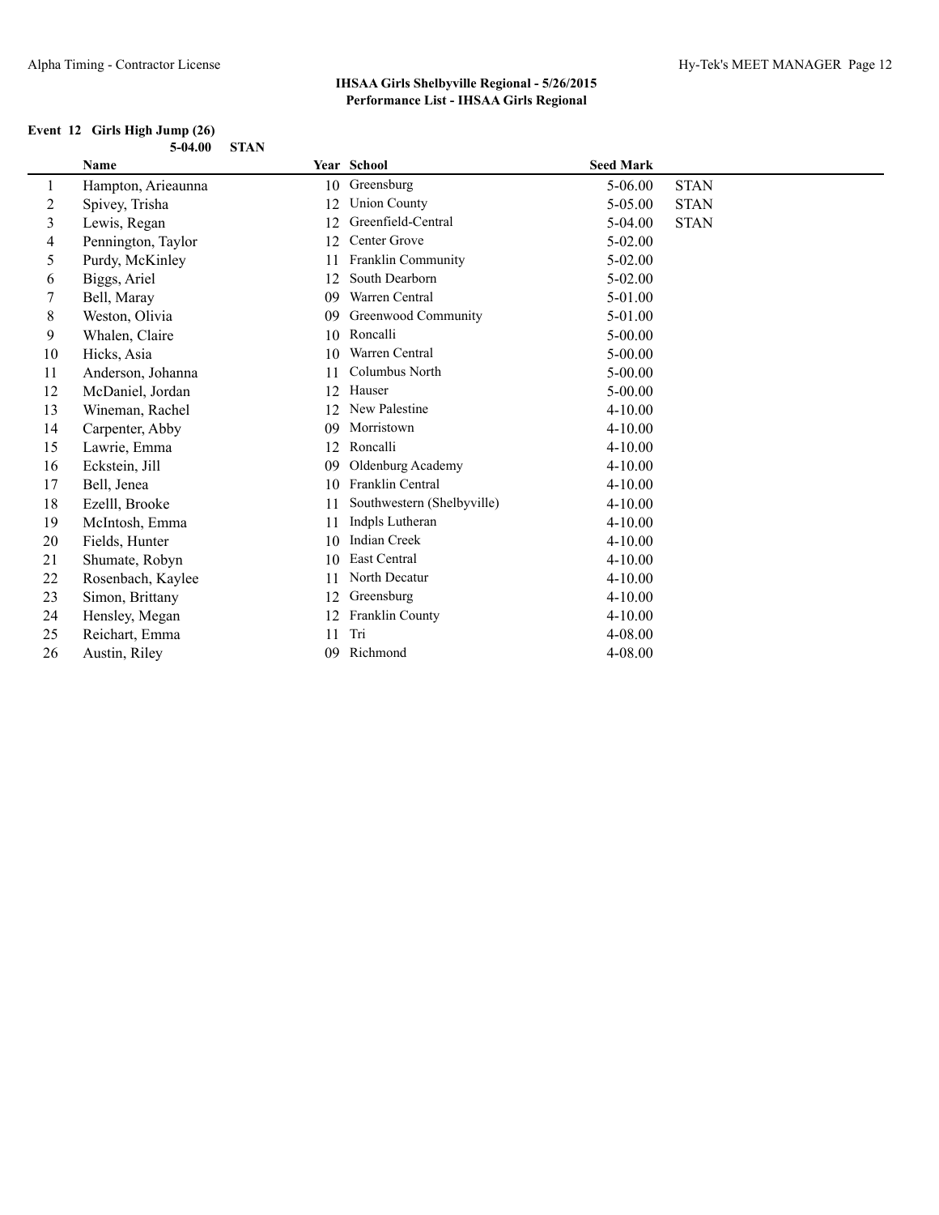# IHSAA Girls Shelbyville Regional - 5/26/2015

## Performance List - IHSAA Girls Regional

### Event 12 Girls High Jump (26)

5-04.00 STAN

| | Name | Year | School | Seed Mark | |
|---|---|---|---|---|---|
| 1 | Hampton, Arieaunna | 10 | Greensburg | 5-06.00 | STAN |
| 2 | Spivey, Trisha | 12 | Union County | 5-05.00 | STAN |
| 3 | Lewis, Regan | 12 | Greenfield-Central | 5-04.00 | STAN |
| 4 | Pennington, Taylor | 12 | Center Grove | 5-02.00 | |
| 5 | Purdy, McKinley | 11 | Franklin Community | 5-02.00 | |
| 6 | Biggs, Ariel | 12 | South Dearborn | 5-02.00 | |
| 7 | Bell, Maray | 09 | Warren Central | 5-01.00 | |
| 8 | Weston, Olivia | 09 | Greenwood Community | 5-01.00 | |
| 9 | Whalen, Claire | 10 | Roncalli | 5-00.00 | |
| 10 | Hicks, Asia | 10 | Warren Central | 5-00.00 | |
| 11 | Anderson, Johanna | 11 | Columbus North | 5-00.00 | |
| 12 | McDaniel, Jordan | 12 | Hauser | 5-00.00 | |
| 13 | Wineman, Rachel | 12 | New Palestine | 4-10.00 | |
| 14 | Carpenter, Abby | 09 | Morristown | 4-10.00 | |
| 15 | Lawrie, Emma | 12 | Roncalli | 4-10.00 | |
| 16 | Eckstein, Jill | 09 | Oldenburg Academy | 4-10.00 | |
| 17 | Bell, Jenea | 10 | Franklin Central | 4-10.00 | |
| 18 | Ezelll, Brooke | 11 | Southwestern (Shelbyville) | 4-10.00 | |
| 19 | McIntosh, Emma | 11 | Indpls Lutheran | 4-10.00 | |
| 20 | Fields, Hunter | 10 | Indian Creek | 4-10.00 | |
| 21 | Shumate, Robyn | 10 | East Central | 4-10.00 | |
| 22 | Rosenbach, Kaylee | 11 | North Decatur | 4-10.00 | |
| 23 | Simon, Brittany | 12 | Greensburg | 4-10.00 | |
| 24 | Hensley, Megan | 12 | Franklin County | 4-10.00 | |
| 25 | Reichart, Emma | 11 | Tri | 4-08.00 | |
| 26 | Austin, Riley | 09 | Richmond | 4-08.00 | |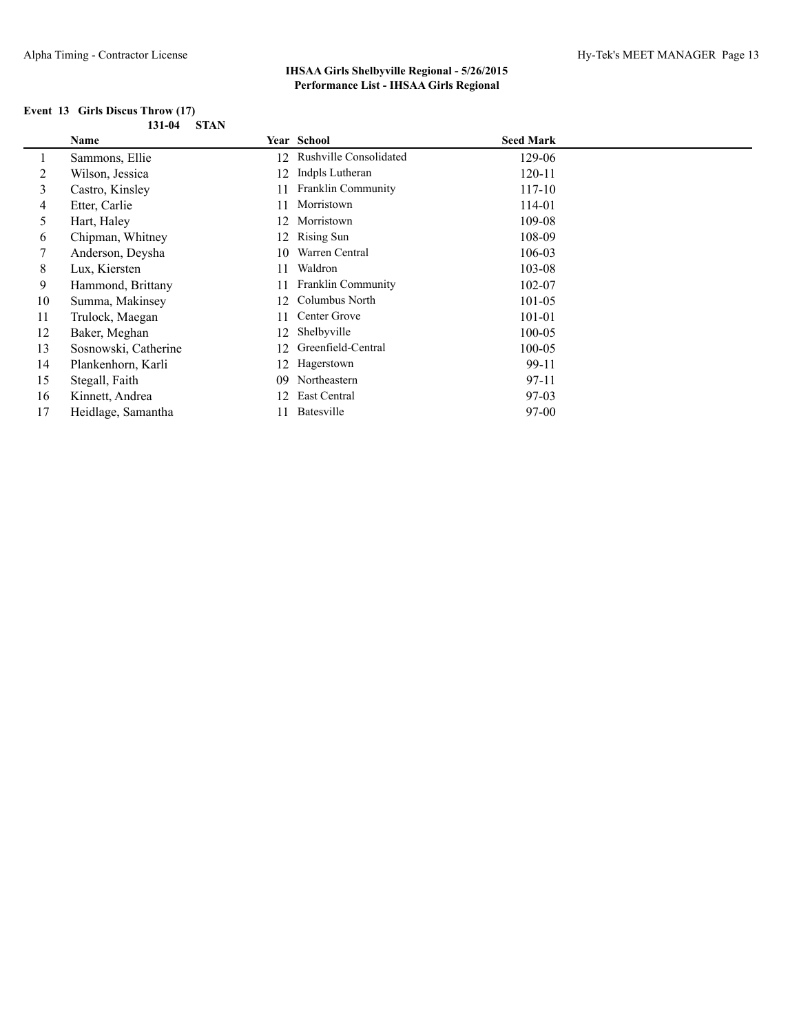**IHSAA Girls Shelbyville Regional - 5/26/2015**
**Performance List - IHSAA Girls Regional**

### Event 13 Girls Discus Throw (17)

**131-04 STAN**

| | Name | Year | School | Seed Mark |
|---|---|---|---|---|
| 1 | Sammons, Ellie | 12 | Rushville Consolidated | 129-06 |
| 2 | Wilson, Jessica | 12 | Indpls Lutheran | 120-11 |
| 3 | Castro, Kinsley | 11 | Franklin Community | 117-10 |
| 4 | Etter, Carlie | 11 | Morristown | 114-01 |
| 5 | Hart, Haley | 12 | Morristown | 109-08 |
| 6 | Chipman, Whitney | 12 | Rising Sun | 108-09 |
| 7 | Anderson, Deysha | 10 | Warren Central | 106-03 |
| 8 | Lux, Kiersten | 11 | Waldron | 103-08 |
| 9 | Hammond, Brittany | 11 | Franklin Community | 102-07 |
| 10 | Summa, Makinsey | 12 | Columbus North | 101-05 |
| 11 | Trulock, Maegan | 11 | Center Grove | 101-01 |
| 12 | Baker, Meghan | 12 | Shelbyville | 100-05 |
| 13 | Sosnowski, Catherine | 12 | Greenfield-Central | 100-05 |
| 14 | Plankenhorn, Karli | 12 | Hagerstown | 99-11 |
| 15 | Stegall, Faith | 09 | Northeastern | 97-11 |
| 16 | Kinnett, Andrea | 12 | East Central | 97-03 |
| 17 | Heidlage, Samantha | 11 | Batesville | 97-00 |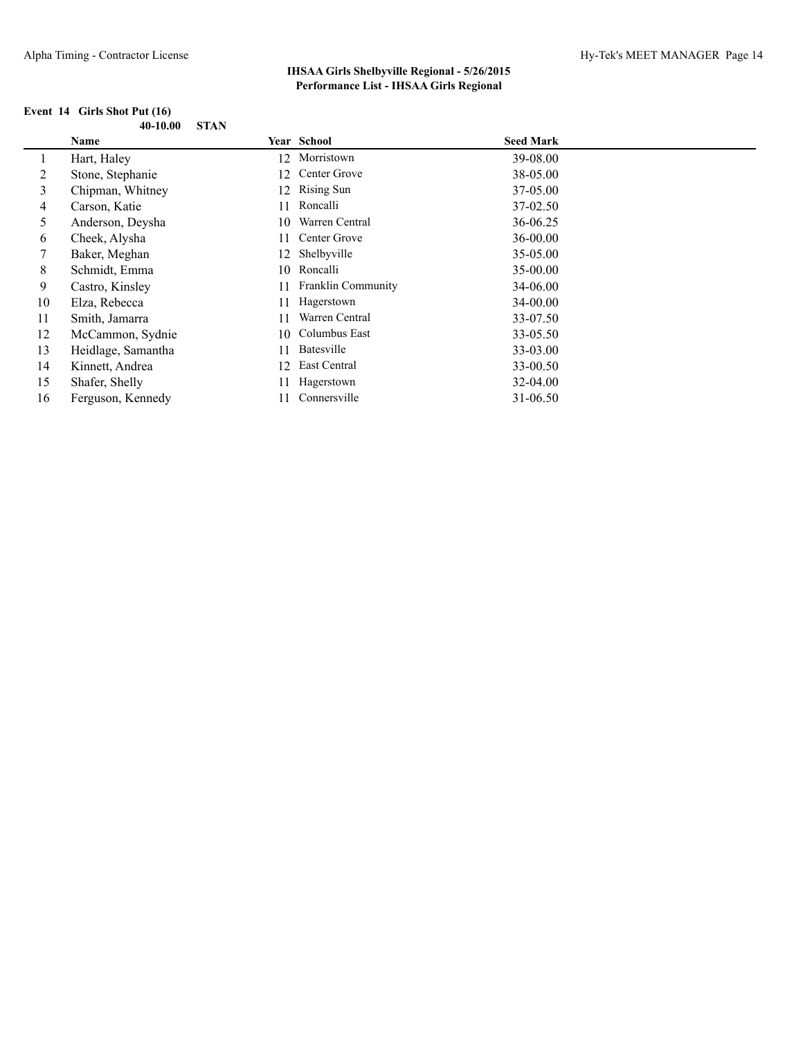**IHSAA Girls Shelbyville Regional - 5/26/2015**
**Performance List - IHSAA Girls Regional**

**Event 14 Girls Shot Put (16)**

**40-10.00 STAN**

| | Name | Year | School | Seed Mark |
|---|---|---|---|---|
| 1 | Hart, Haley | 12 | Morristown | 39-08.00 |
| 2 | Stone, Stephanie | 12 | Center Grove | 38-05.00 |
| 3 | Chipman, Whitney | 12 | Rising Sun | 37-05.00 |
| 4 | Carson, Katie | 11 | Roncalli | 37-02.50 |
| 5 | Anderson, Deysha | 10 | Warren Central | 36-06.25 |
| 6 | Cheek, Alysha | 11 | Center Grove | 36-00.00 |
| 7 | Baker, Meghan | 12 | Shelbyville | 35-05.00 |
| 8 | Schmidt, Emma | 10 | Roncalli | 35-00.00 |
| 9 | Castro, Kinsley | 11 | Franklin Community | 34-06.00 |
| 10 | Elza, Rebecca | 11 | Hagerstown | 34-00.00 |
| 11 | Smith, Jamarra | 11 | Warren Central | 33-07.50 |
| 12 | McCammon, Sydnie | 10 | Columbus East | 33-05.50 |
| 13 | Heidlage, Samantha | 11 | Batesville | 33-03.00 |
| 14 | Kinnett, Andrea | 12 | East Central | 33-00.50 |
| 15 | Shafer, Shelly | 11 | Hagerstown | 32-04.00 |
| 16 | Ferguson, Kennedy | 11 | Connersville | 31-06.50 |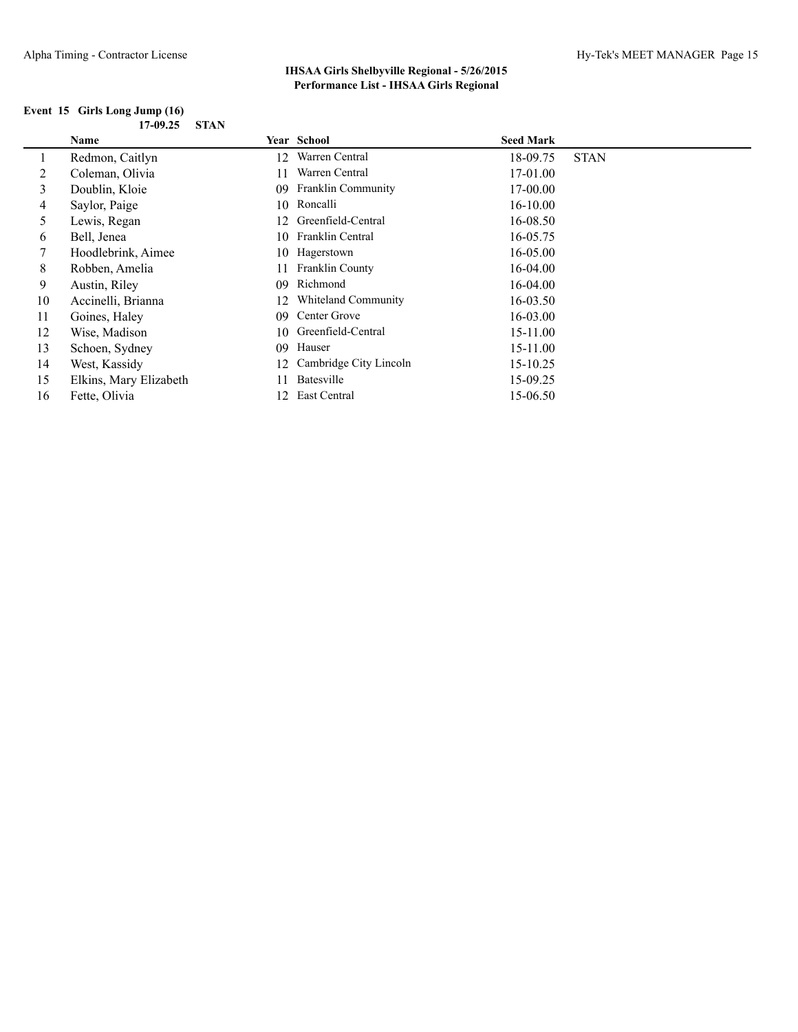**IHSAA Girls Shelbyville Regional - 5/26/2015**
**Performance List - IHSAA Girls Regional**

### Event 15 Girls Long Jump (16)

**17-09.25 STAN**

| | Name | Year | School | Seed Mark | |
|---|---|---|---|---|---|
| 1 | Redmon, Caitlyn | 12 | Warren Central | 18-09.75 | STAN |
| 2 | Coleman, Olivia | 11 | Warren Central | 17-01.00 | |
| 3 | Doublin, Kloie | 09 | Franklin Community | 17-00.00 | |
| 4 | Saylor, Paige | 10 | Roncalli | 16-10.00 | |
| 5 | Lewis, Regan | 12 | Greenfield-Central | 16-08.50 | |
| 6 | Bell, Jenea | 10 | Franklin Central | 16-05.75 | |
| 7 | Hoodlebrink, Aimee | 10 | Hagerstown | 16-05.00 | |
| 8 | Robben, Amelia | 11 | Franklin County | 16-04.00 | |
| 9 | Austin, Riley | 09 | Richmond | 16-04.00 | |
| 10 | Accinelli, Brianna | 12 | Whiteland Community | 16-03.50 | |
| 11 | Goines, Haley | 09 | Center Grove | 16-03.00 | |
| 12 | Wise, Madison | 10 | Greenfield-Central | 15-11.00 | |
| 13 | Schoen, Sydney | 09 | Hauser | 15-11.00 | |
| 14 | West, Kassidy | 12 | Cambridge City Lincoln | 15-10.25 | |
| 15 | Elkins, Mary Elizabeth | 11 | Batesville | 15-09.25 | |
| 16 | Fette, Olivia | 12 | East Central | 15-06.50 | |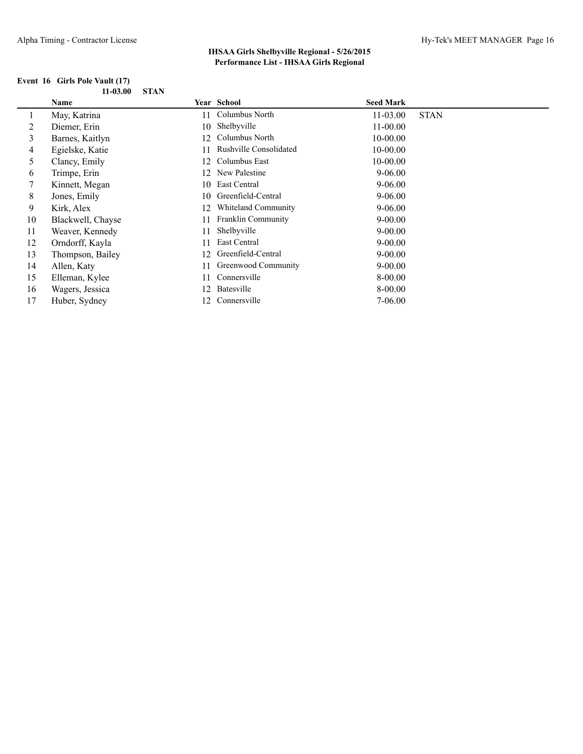**IHSAA Girls Shelbyville Regional - 5/26/2015**
**Performance List - IHSAA Girls Regional**

**Event 16 Girls Pole Vault (17)**

**11-03.00 STAN**

| | Name | Year | School | Seed Mark | |
|---|---|---|---|---|---|
| 1 | May, Katrina | 11 | Columbus North | 11-03.00 | STAN |
| 2 | Diemer, Erin | 10 | Shelbyville | 11-00.00 | |
| 3 | Barnes, Kaitlyn | 12 | Columbus North | 10-00.00 | |
| 4 | Egielske, Katie | 11 | Rushville Consolidated | 10-00.00 | |
| 5 | Clancy, Emily | 12 | Columbus East | 10-00.00 | |
| 6 | Trimpe, Erin | 12 | New Palestine | 9-06.00 | |
| 7 | Kinnett, Megan | 10 | East Central | 9-06.00 | |
| 8 | Jones, Emily | 10 | Greenfield-Central | 9-06.00 | |
| 9 | Kirk, Alex | 12 | Whiteland Community | 9-06.00 | |
| 10 | Blackwell, Chayse | 11 | Franklin Community | 9-00.00 | |
| 11 | Weaver, Kennedy | 11 | Shelbyville | 9-00.00 | |
| 12 | Orndorff, Kayla | 11 | East Central | 9-00.00 | |
| 13 | Thompson, Bailey | 12 | Greenfield-Central | 9-00.00 | |
| 14 | Allen, Katy | 11 | Greenwood Community | 9-00.00 | |
| 15 | Elleman, Kylee | 11 | Connersville | 8-00.00 | |
| 16 | Wagers, Jessica | 12 | Batesville | 8-00.00 | |
| 17 | Huber, Sydney | 12 | Connersville | 7-06.00 | |